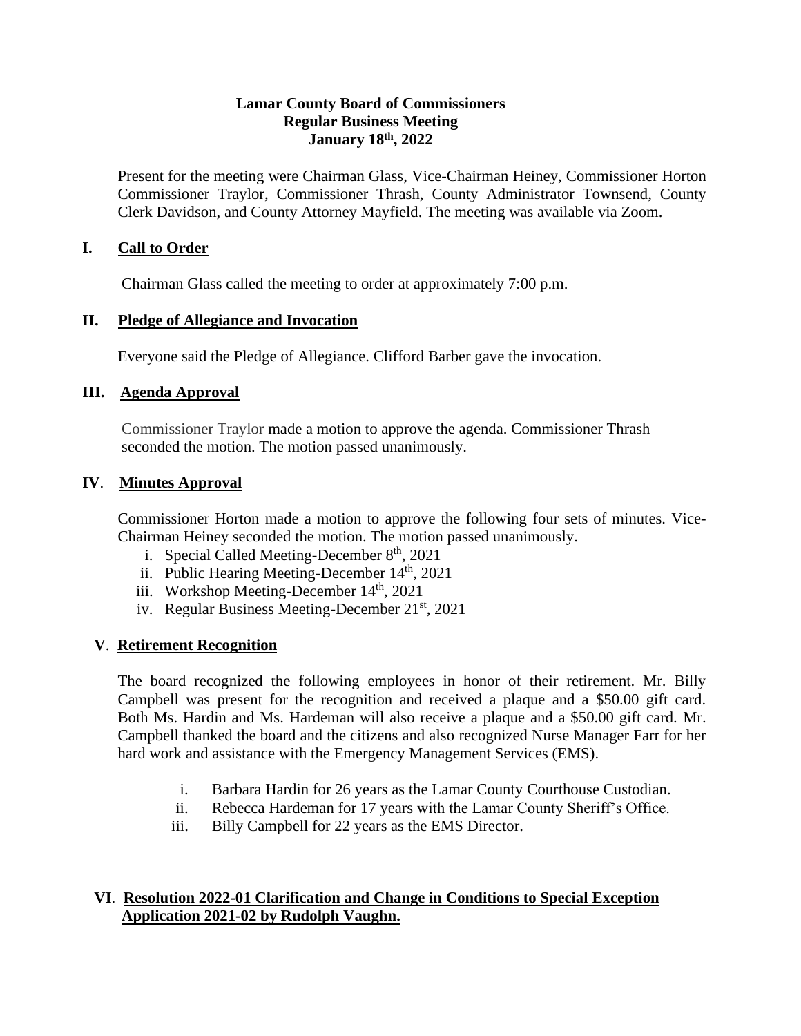**Lamar County Board of Commissioners**
**Regular Business Meeting**
**January 18th, 2022**

Present for the meeting were Chairman Glass, Vice-Chairman Heiney, Commissioner Horton Commissioner Traylor, Commissioner Thrash, County Administrator Townsend, County Clerk Davidson, and County Attorney Mayfield. The meeting was available via Zoom.

## I. Call to Order

Chairman Glass called the meeting to order at approximately 7:00 p.m.

## II. Pledge of Allegiance and Invocation

Everyone said the Pledge of Allegiance. Clifford Barber gave the invocation.

## III. Agenda Approval

Commissioner Traylor made a motion to approve the agenda. Commissioner Thrash seconded the motion. The motion passed unanimously.

## IV. Minutes Approval

Commissioner Horton made a motion to approve the following four sets of minutes. Vice-Chairman Heiney seconded the motion. The motion passed unanimously.

i. Special Called Meeting-December 8th, 2021
ii. Public Hearing Meeting-December 14th, 2021
iii. Workshop Meeting-December 14th, 2021
iv. Regular Business Meeting-December 21st, 2021

## V. Retirement Recognition

The board recognized the following employees in honor of their retirement. Mr. Billy Campbell was present for the recognition and received a plaque and a $50.00 gift card. Both Ms. Hardin and Ms. Hardeman will also receive a plaque and a $50.00 gift card. Mr. Campbell thanked the board and the citizens and also recognized Nurse Manager Farr for her hard work and assistance with the Emergency Management Services (EMS).

i. Barbara Hardin for 26 years as the Lamar County Courthouse Custodian.
ii. Rebecca Hardeman for 17 years with the Lamar County Sheriff's Office.
iii. Billy Campbell for 22 years as the EMS Director.

## VI. Resolution 2022-01 Clarification and Change in Conditions to Special Exception Application 2021-02 by Rudolph Vaughn.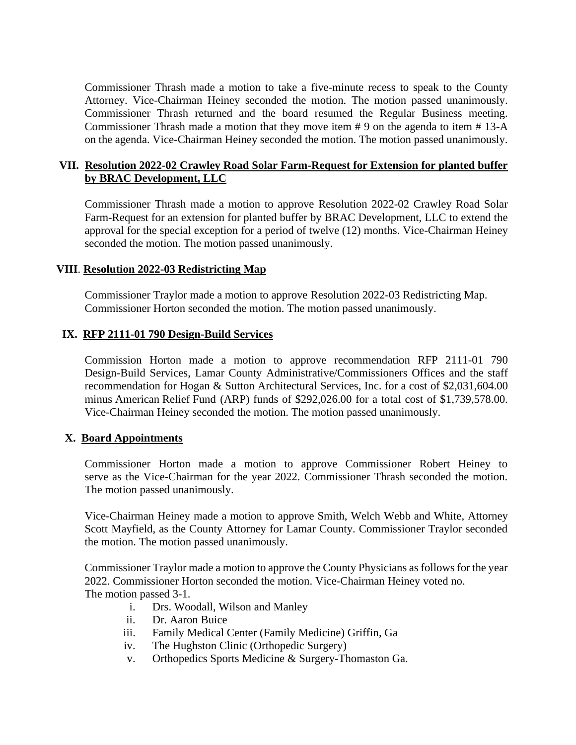Commissioner Thrash made a motion to take a five-minute recess to speak to the County Attorney. Vice-Chairman Heiney seconded the motion. The motion passed unanimously. Commissioner Thrash returned and the board resumed the Regular Business meeting. Commissioner Thrash made a motion that they move item # 9 on the agenda to item # 13-A on the agenda. Vice-Chairman Heiney seconded the motion. The motion passed unanimously.

## VII. Resolution 2022-02 Crawley Road Solar Farm-Request for Extension for planted buffer by BRAC Development, LLC

Commissioner Thrash made a motion to approve Resolution 2022-02 Crawley Road Solar Farm-Request for an extension for planted buffer by BRAC Development, LLC to extend the approval for the special exception for a period of twelve (12) months. Vice-Chairman Heiney seconded the motion. The motion passed unanimously.

## VIII. Resolution 2022-03 Redistricting Map

Commissioner Traylor made a motion to approve Resolution 2022-03 Redistricting Map. Commissioner Horton seconded the motion. The motion passed unanimously.

## IX. RFP 2111-01 790 Design-Build Services

Commission Horton made a motion to approve recommendation RFP 2111-01 790 Design-Build Services, Lamar County Administrative/Commissioners Offices and the staff recommendation for Hogan & Sutton Architectural Services, Inc. for a cost of $2,031,604.00 minus American Relief Fund (ARP) funds of $292,026.00 for a total cost of $1,739,578.00. Vice-Chairman Heiney seconded the motion. The motion passed unanimously.

## X. Board Appointments

Commissioner Horton made a motion to approve Commissioner Robert Heiney to serve as the Vice-Chairman for the year 2022. Commissioner Thrash seconded the motion. The motion passed unanimously.

Vice-Chairman Heiney made a motion to approve Smith, Welch Webb and White, Attorney Scott Mayfield, as the County Attorney for Lamar County. Commissioner Traylor seconded the motion. The motion passed unanimously.

Commissioner Traylor made a motion to approve the County Physicians as follows for the year 2022. Commissioner Horton seconded the motion. Vice-Chairman Heiney voted no. The motion passed 3-1.

i. Drs. Woodall, Wilson and Manley
ii. Dr. Aaron Buice
iii. Family Medical Center (Family Medicine) Griffin, Ga
iv. The Hughston Clinic (Orthopedic Surgery)
v. Orthopedics Sports Medicine & Surgery-Thomaston Ga.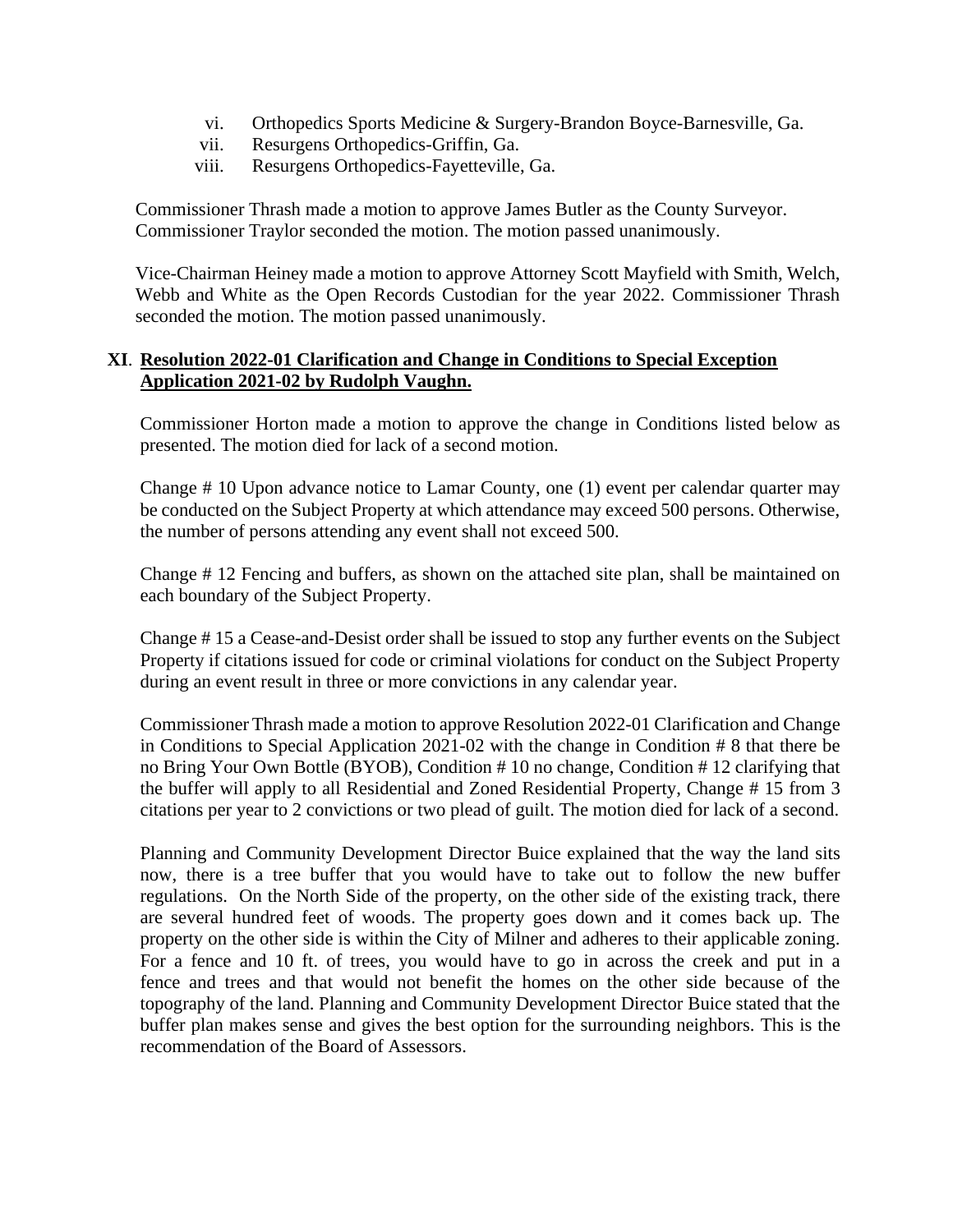vi. Orthopedics Sports Medicine & Surgery-Brandon Boyce-Barnesville, Ga.
vii. Resurgens Orthopedics-Griffin, Ga.
viii. Resurgens Orthopedics-Fayetteville, Ga.

Commissioner Thrash made a motion to approve James Butler as the County Surveyor. Commissioner Traylor seconded the motion. The motion passed unanimously.

Vice-Chairman Heiney made a motion to approve Attorney Scott Mayfield with Smith, Welch, Webb and White as the Open Records Custodian for the year 2022. Commissioner Thrash seconded the motion. The motion passed unanimously.

## XI. Resolution 2022-01 Clarification and Change in Conditions to Special Exception Application 2021-02 by Rudolph Vaughn.

Commissioner Horton made a motion to approve the change in Conditions listed below as presented. The motion died for lack of a second motion.

Change # 10 Upon advance notice to Lamar County, one (1) event per calendar quarter may be conducted on the Subject Property at which attendance may exceed 500 persons. Otherwise, the number of persons attending any event shall not exceed 500.

Change # 12 Fencing and buffers, as shown on the attached site plan, shall be maintained on each boundary of the Subject Property.

Change # 15 a Cease-and-Desist order shall be issued to stop any further events on the Subject Property if citations issued for code or criminal violations for conduct on the Subject Property during an event result in three or more convictions in any calendar year.

Commissioner Thrash made a motion to approve Resolution 2022-01 Clarification and Change in Conditions to Special Application 2021-02 with the change in Condition # 8 that there be no Bring Your Own Bottle (BYOB), Condition # 10 no change, Condition # 12 clarifying that the buffer will apply to all Residential and Zoned Residential Property, Change # 15 from 3 citations per year to 2 convictions or two plead of guilt. The motion died for lack of a second.

Planning and Community Development Director Buice explained that the way the land sits now, there is a tree buffer that you would have to take out to follow the new buffer regulations. On the North Side of the property, on the other side of the existing track, there are several hundred feet of woods. The property goes down and it comes back up. The property on the other side is within the City of Milner and adheres to their applicable zoning. For a fence and 10 ft. of trees, you would have to go in across the creek and put in a fence and trees and that would not benefit the homes on the other side because of the topography of the land. Planning and Community Development Director Buice stated that the buffer plan makes sense and gives the best option for the surrounding neighbors. This is the recommendation of the Board of Assessors.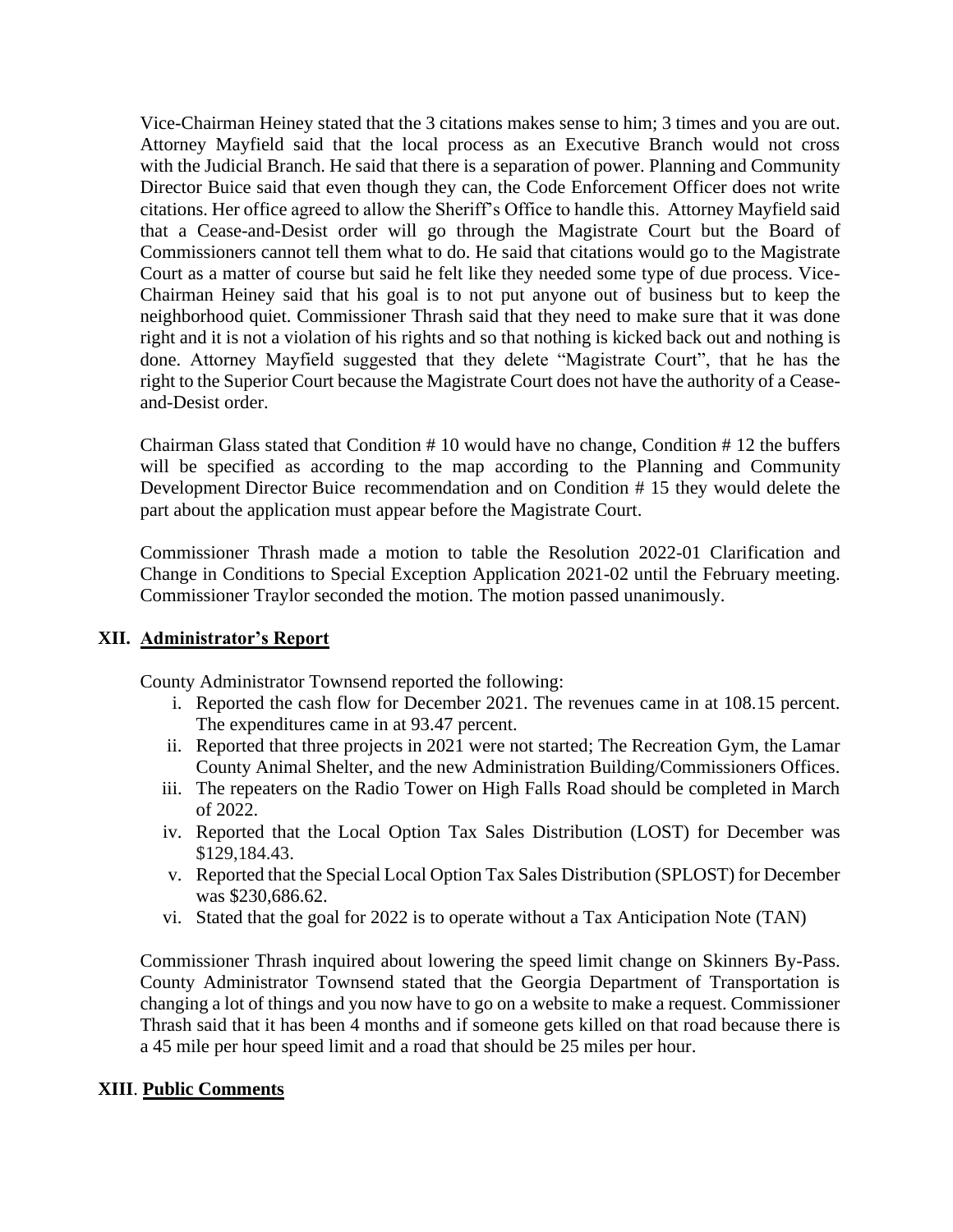Vice-Chairman Heiney stated that the 3 citations makes sense to him; 3 times and you are out. Attorney Mayfield said that the local process as an Executive Branch would not cross with the Judicial Branch. He said that there is a separation of power. Planning and Community Director Buice said that even though they can, the Code Enforcement Officer does not write citations. Her office agreed to allow the Sheriff's Office to handle this. Attorney Mayfield said that a Cease-and-Desist order will go through the Magistrate Court but the Board of Commissioners cannot tell them what to do. He said that citations would go to the Magistrate Court as a matter of course but said he felt like they needed some type of due process. Vice-Chairman Heiney said that his goal is to not put anyone out of business but to keep the neighborhood quiet. Commissioner Thrash said that they need to make sure that it was done right and it is not a violation of his rights and so that nothing is kicked back out and nothing is done. Attorney Mayfield suggested that they delete "Magistrate Court", that he has the right to the Superior Court because the Magistrate Court does not have the authority of a Cease-and-Desist order.

Chairman Glass stated that Condition # 10 would have no change, Condition # 12 the buffers will be specified as according to the map according to the Planning and Community Development Director Buice recommendation and on Condition # 15 they would delete the part about the application must appear before the Magistrate Court.

Commissioner Thrash made a motion to table the Resolution 2022-01 Clarification and Change in Conditions to Special Exception Application 2021-02 until the February meeting. Commissioner Traylor seconded the motion. The motion passed unanimously.

## XII. Administrator's Report

County Administrator Townsend reported the following:

i. Reported the cash flow for December 2021. The revenues came in at 108.15 percent. The expenditures came in at 93.47 percent.
ii. Reported that three projects in 2021 were not started; The Recreation Gym, the Lamar County Animal Shelter, and the new Administration Building/Commissioners Offices.
iii. The repeaters on the Radio Tower on High Falls Road should be completed in March of 2022.
iv. Reported that the Local Option Tax Sales Distribution (LOST) for December was $129,184.43.
v. Reported that the Special Local Option Tax Sales Distribution (SPLOST) for December was $230,686.62.
vi. Stated that the goal for 2022 is to operate without a Tax Anticipation Note (TAN)

Commissioner Thrash inquired about lowering the speed limit change on Skinners By-Pass. County Administrator Townsend stated that the Georgia Department of Transportation is changing a lot of things and you now have to go on a website to make a request. Commissioner Thrash said that it has been 4 months and if someone gets killed on that road because there is a 45 mile per hour speed limit and a road that should be 25 miles per hour.

## XIII. Public Comments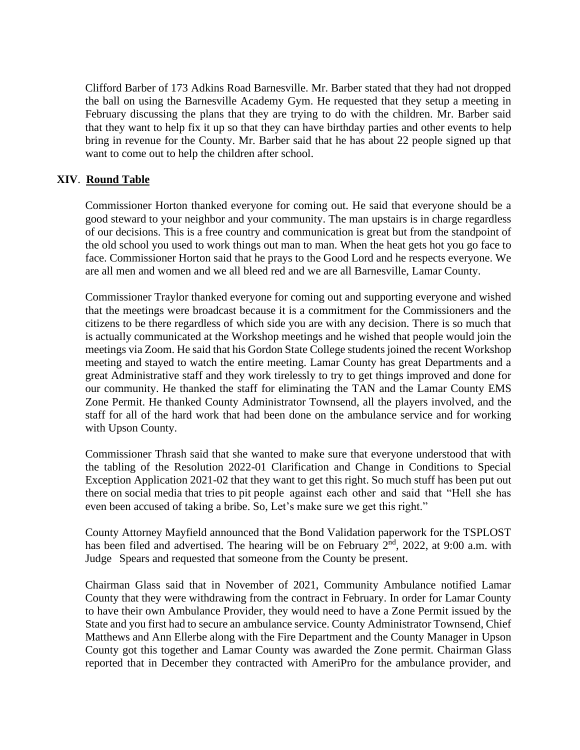Clifford Barber of 173 Adkins Road Barnesville. Mr. Barber stated that they had not dropped the ball on using the Barnesville Academy Gym. He requested that they setup a meeting in February discussing the plans that they are trying to do with the children. Mr. Barber said that they want to help fix it up so that they can have birthday parties and other events to help bring in revenue for the County. Mr. Barber said that he has about 22 people signed up that want to come out to help the children after school.

## XIV. Round Table

Commissioner Horton thanked everyone for coming out. He said that everyone should be a good steward to your neighbor and your community. The man upstairs is in charge regardless of our decisions. This is a free country and communication is great but from the standpoint of the old school you used to work things out man to man. When the heat gets hot you go face to face. Commissioner Horton said that he prays to the Good Lord and he respects everyone. We are all men and women and we all bleed red and we are all Barnesville, Lamar County.

Commissioner Traylor thanked everyone for coming out and supporting everyone and wished that the meetings were broadcast because it is a commitment for the Commissioners and the citizens to be there regardless of which side you are with any decision. There is so much that is actually communicated at the Workshop meetings and he wished that people would join the meetings via Zoom. He said that his Gordon State College students joined the recent Workshop meeting and stayed to watch the entire meeting. Lamar County has great Departments and a great Administrative staff and they work tirelessly to try to get things improved and done for our community. He thanked the staff for eliminating the TAN and the Lamar County EMS Zone Permit. He thanked County Administrator Townsend, all the players involved, and the staff for all of the hard work that had been done on the ambulance service and for working with Upson County.

Commissioner Thrash said that she wanted to make sure that everyone understood that with the tabling of the Resolution 2022-01 Clarification and Change in Conditions to Special Exception Application 2021-02 that they want to get this right. So much stuff has been put out there on social media that tries to pit people against each other and said that "Hell she has even been accused of taking a bribe. So, Let's make sure we get this right."

County Attorney Mayfield announced that the Bond Validation paperwork for the TSPLOST has been filed and advertised. The hearing will be on February 2nd, 2022, at 9:00 a.m. with Judge Spears and requested that someone from the County be present.

Chairman Glass said that in November of 2021, Community Ambulance notified Lamar County that they were withdrawing from the contract in February. In order for Lamar County to have their own Ambulance Provider, they would need to have a Zone Permit issued by the State and you first had to secure an ambulance service. County Administrator Townsend, Chief Matthews and Ann Ellerbe along with the Fire Department and the County Manager in Upson County got this together and Lamar County was awarded the Zone permit. Chairman Glass reported that in December they contracted with AmeriPro for the ambulance provider, and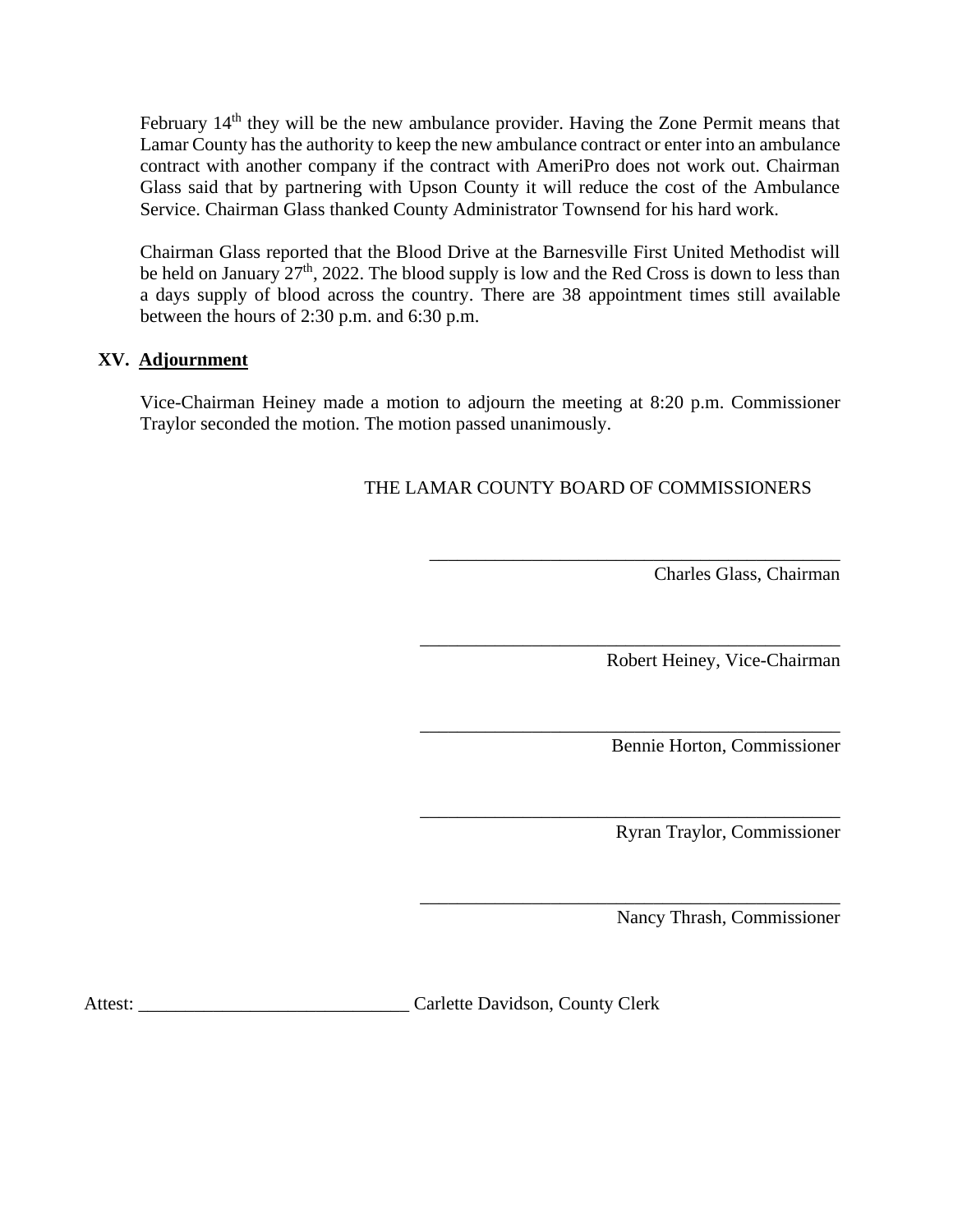February 14th they will be the new ambulance provider. Having the Zone Permit means that Lamar County has the authority to keep the new ambulance contract or enter into an ambulance contract with another company if the contract with AmeriPro does not work out. Chairman Glass said that by partnering with Upson County it will reduce the cost of the Ambulance Service. Chairman Glass thanked County Administrator Townsend for his hard work.

Chairman Glass reported that the Blood Drive at the Barnesville First United Methodist will be held on January 27th, 2022. The blood supply is low and the Red Cross is down to less than a days supply of blood across the country. There are 38 appointment times still available between the hours of 2:30 p.m. and 6:30 p.m.

## XV. Adjournment

Vice-Chairman Heiney made a motion to adjourn the meeting at 8:20 p.m. Commissioner Traylor seconded the motion. The motion passed unanimously.

THE LAMAR COUNTY BOARD OF COMMISSIONERS

_____________________________________________
Charles Glass, Chairman

_____________________________________________
Robert Heiney, Vice-Chairman

_____________________________________________
Bennie Horton, Commissioner

_____________________________________________
Ryran Traylor, Commissioner

_____________________________________________
Nancy Thrash, Commissioner

Attest: _____________________________ Carlette Davidson, County Clerk